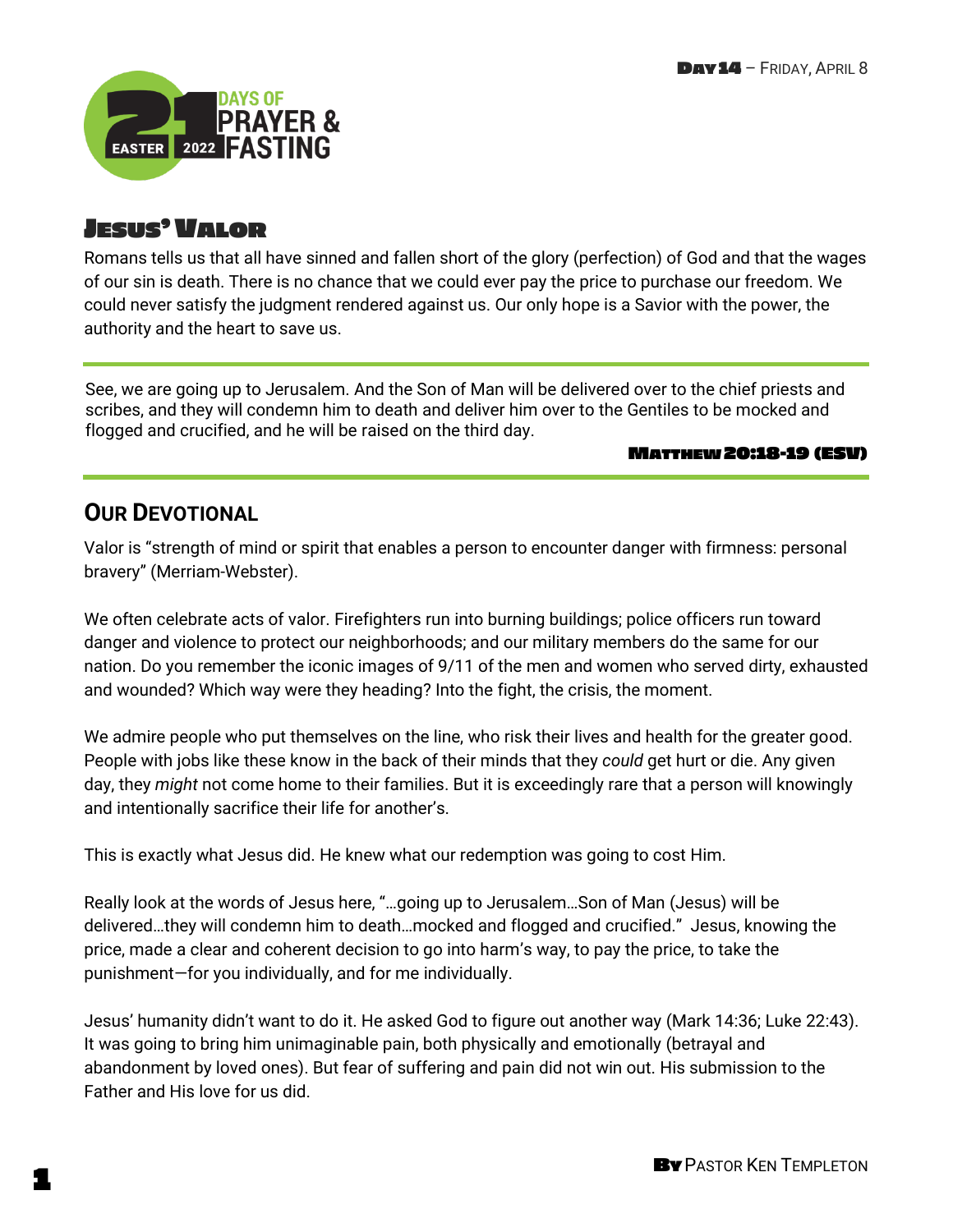21 DAYS OF PRAYER & FASTING
EASTER 2022

DAY 14 – FRIDAY, APRIL 8

# JESUS' VALOR

Romans tells us that all have sinned and fallen short of the glory (perfection) of God and that the wages of our sin is death. There is no chance that we could ever pay the price to purchase our freedom. We could never satisfy the judgment rendered against us. Our only hope is a Savior with the power, the authority and the heart to save us.

---

See, we are going up to Jerusalem. And the Son of Man will be delivered over to the chief priests and scribes, and they will condemn him to death and deliver him over to the Gentiles to be mocked and flogged and crucified, and he will be raised on the third day.

**MATTHEW 20:18-19 (ESV)**

---

## OUR DEVOTIONAL

Valor is "strength of mind or spirit that enables a person to encounter danger with firmness: personal bravery" (Merriam-Webster).

We often celebrate acts of valor. Firefighters run into burning buildings; police officers run toward danger and violence to protect our neighborhoods; and our military members do the same for our nation. Do you remember the iconic images of 9/11 of the men and women who served dirty, exhausted and wounded? Which way were they heading? Into the fight, the crisis, the moment.

We admire people who put themselves on the line, who risk their lives and health for the greater good. People with jobs like these know in the back of their minds that they *could* get hurt or die. Any given day, they *might* not come home to their families. But it is exceedingly rare that a person will knowingly and intentionally sacrifice their life for another's.

This is exactly what Jesus did. He knew what our redemption was going to cost Him.

Really look at the words of Jesus here, "…going up to Jerusalem…Son of Man (Jesus) will be delivered…they will condemn him to death…mocked and flogged and crucified." Jesus, knowing the price, made a clear and coherent decision to go into harm's way, to pay the price, to take the punishment—for you individually, and for me individually.

Jesus' humanity didn't want to do it. He asked God to figure out another way (Mark 14:36; Luke 22:43). It was going to bring him unimaginable pain, both physically and emotionally (betrayal and abandonment by loved ones). But fear of suffering and pain did not win out. His submission to the Father and His love for us did.

BY PASTOR KEN TEMPLETON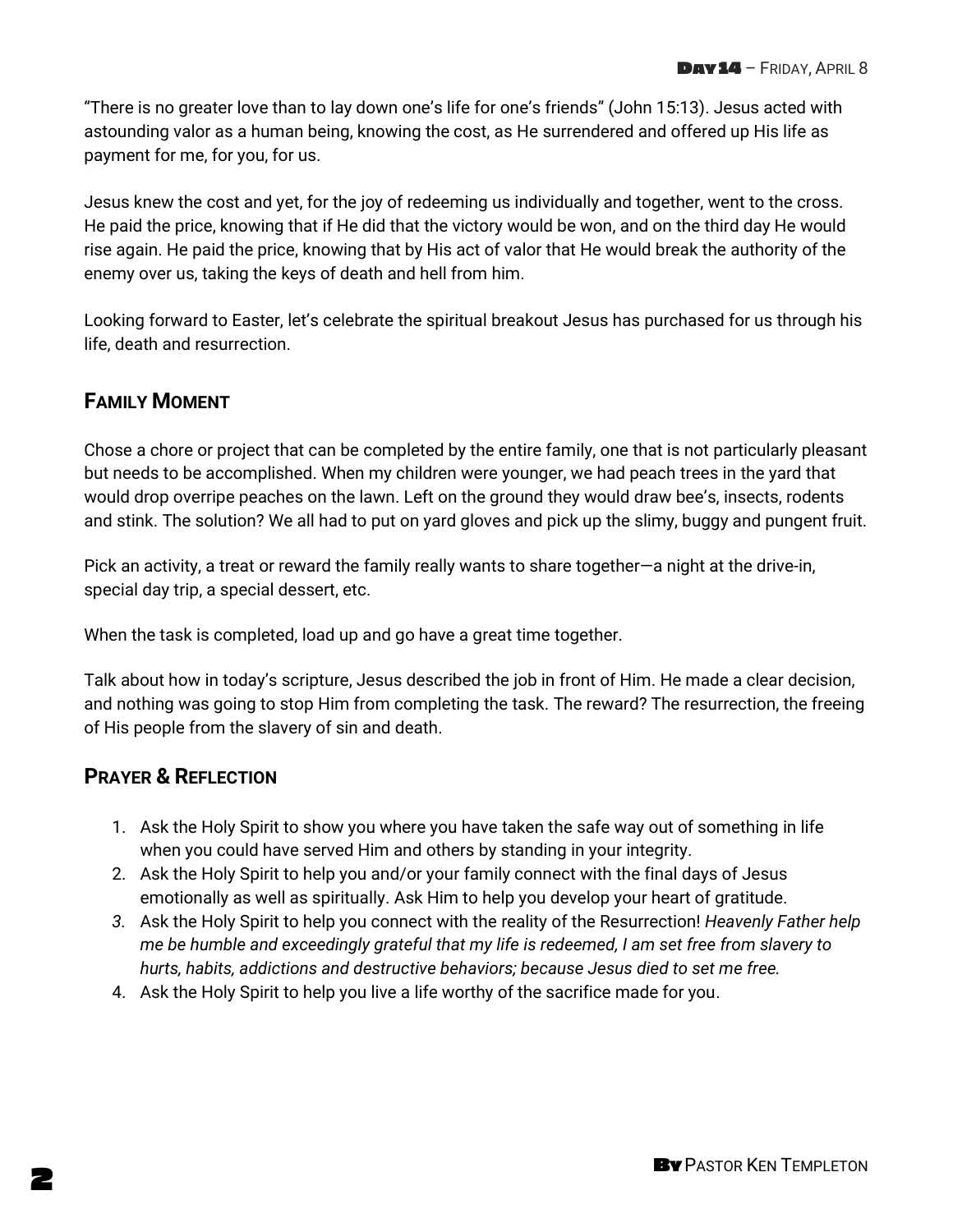"There is no greater love than to lay down one's life for one's friends" (John 15:13). Jesus acted with astounding valor as a human being, knowing the cost, as He surrendered and offered up His life as payment for me, for you, for us.

Jesus knew the cost and yet, for the joy of redeeming us individually and together, went to the cross. He paid the price, knowing that if He did that the victory would be won, and on the third day He would rise again. He paid the price, knowing that by His act of valor that He would break the authority of the enemy over us, taking the keys of death and hell from him.

Looking forward to Easter, let's celebrate the spiritual breakout Jesus has purchased for us through his life, death and resurrection.

## Family Moment

Chose a chore or project that can be completed by the entire family, one that is not particularly pleasant but needs to be accomplished. When my children were younger, we had peach trees in the yard that would drop overripe peaches on the lawn. Left on the ground they would draw bee's, insects, rodents and stink. The solution? We all had to put on yard gloves and pick up the slimy, buggy and pungent fruit.

Pick an activity, a treat or reward the family really wants to share together—a night at the drive-in, special day trip, a special dessert, etc.

When the task is completed, load up and go have a great time together.

Talk about how in today's scripture, Jesus described the job in front of Him. He made a clear decision, and nothing was going to stop Him from completing the task. The reward? The resurrection, the freeing of His people from the slavery of sin and death.

## Prayer & Reflection

1. Ask the Holy Spirit to show you where you have taken the safe way out of something in life when you could have served Him and others by standing in your integrity.
2. Ask the Holy Spirit to help you and/or your family connect with the final days of Jesus emotionally as well as spiritually. Ask Him to help you develop your heart of gratitude.
3. Ask the Holy Spirit to help you connect with the reality of the Resurrection! *Heavenly Father help me be humble and exceedingly grateful that my life is redeemed, I am set free from slavery to hurts, habits, addictions and destructive behaviors; because Jesus died to set me free.*
4. Ask the Holy Spirit to help you live a life worthy of the sacrifice made for you.